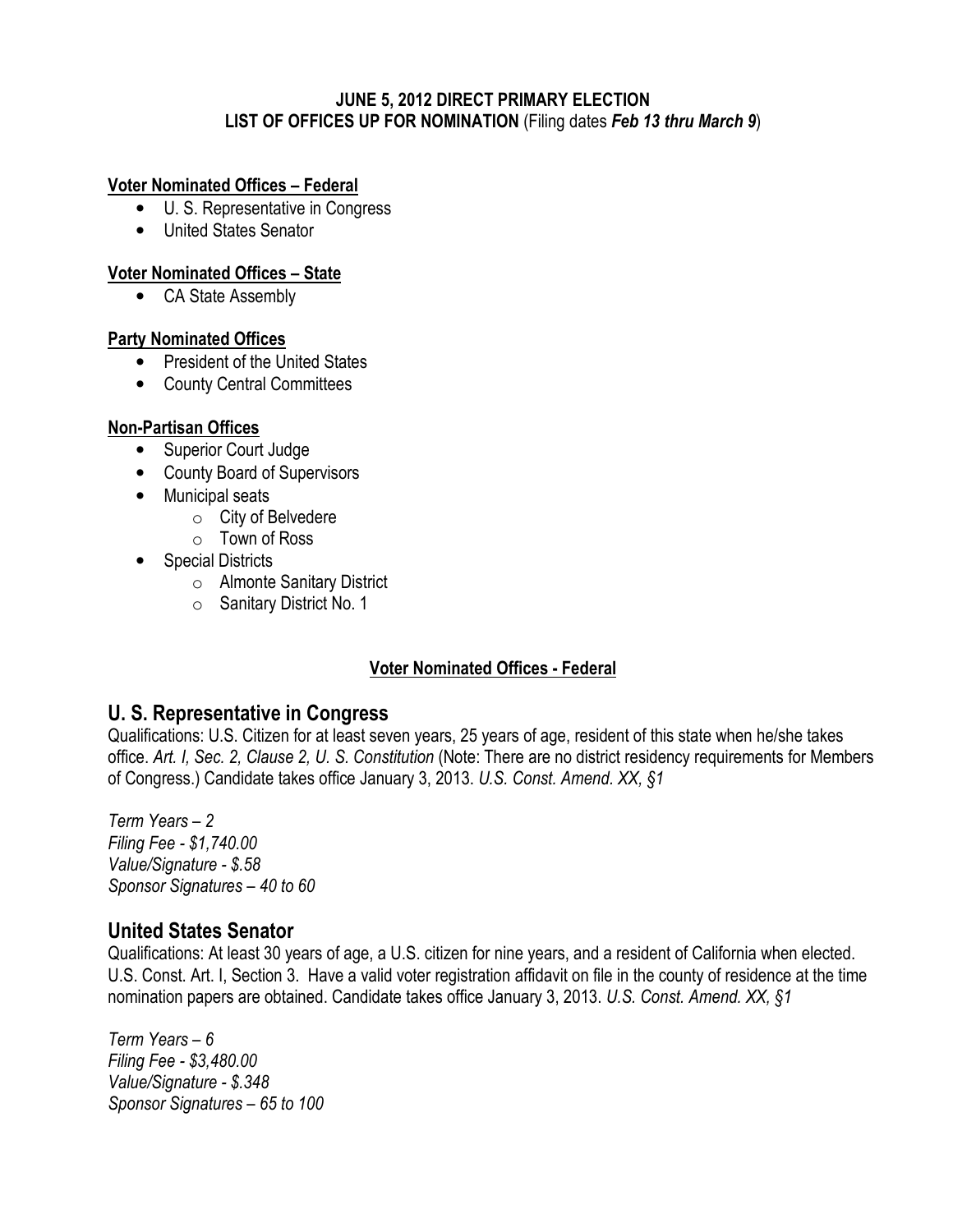**JUNE 5, 2012 DIRECT PRIMARY ELECTION**
**LIST OF OFFICES UP FOR NOMINATION** (Filing dates ***Feb 13 thru March 9***)

**Voter Nominated Offices – Federal**

- U. S. Representative in Congress
- United States Senator

**Voter Nominated Offices – State**

- CA State Assembly

**Party Nominated Offices**

- President of the United States
- County Central Committees

**Non-Partisan Offices**

- Superior Court Judge
- County Board of Supervisors
- Municipal seats
    - City of Belvedere
    - Town of Ross
- Special Districts
    - Almonte Sanitary District
    - Sanitary District No. 1

## Voter Nominated Offices - Federal

## U. S. Representative in Congress

Qualifications: U.S. Citizen for at least seven years, 25 years of age, resident of this state when he/she takes office. *Art. I, Sec. 2, Clause 2, U. S. Constitution* (Note: There are no district residency requirements for Members of Congress.) Candidate takes office January 3, 2013. *U.S. Const. Amend. XX, §1*

*Term Years – 2*
*Filing Fee - $1,740.00*
*Value/Signature - $.58*
*Sponsor Signatures – 40 to 60*

## United States Senator

Qualifications: At least 30 years of age, a U.S. citizen for nine years, and a resident of California when elected. U.S. Const. Art. I, Section 3. Have a valid voter registration affidavit on file in the county of residence at the time nomination papers are obtained. Candidate takes office January 3, 2013. *U.S. Const. Amend. XX, §1*

*Term Years – 6*
*Filing Fee - $3,480.00*
*Value/Signature - $.348*
*Sponsor Signatures – 65 to 100*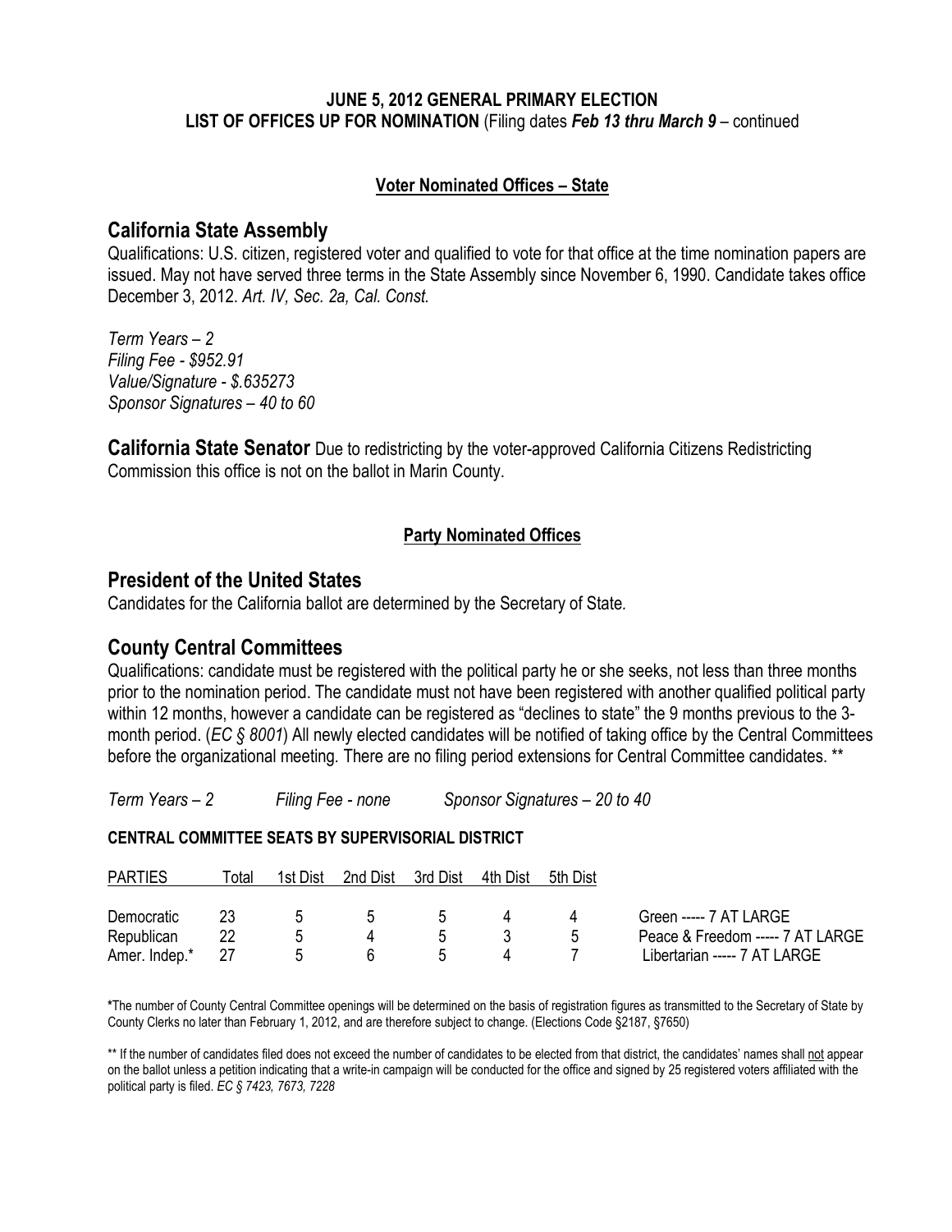**JUNE 5, 2012 GENERAL PRIMARY ELECTION**
**LIST OF OFFICES UP FOR NOMINATION** (Filing dates ***Feb 13 thru March 9*** – continued

### Voter Nominated Offices – State

## California State Assembly

Qualifications: U.S. citizen, registered voter and qualified to vote for that office at the time nomination papers are issued. May not have served three terms in the State Assembly since November 6, 1990. Candidate takes office December 3, 2012. *Art. IV, Sec. 2a, Cal. Const.*

*Term Years – 2*
*Filing Fee - $952.91*
*Value/Signature - $.635273*
*Sponsor Signatures – 40 to 60*

**California State Senator** Due to redistricting by the voter-approved California Citizens Redistricting Commission this office is not on the ballot in Marin County.

### Party Nominated Offices

## President of the United States

Candidates for the California ballot are determined by the Secretary of State.

## County Central Committees

Qualifications: candidate must be registered with the political party he or she seeks, not less than three months prior to the nomination period. The candidate must not have been registered with another qualified political party within 12 months, however a candidate can be registered as "declines to state" the 9 months previous to the 3-month period. (*EC § 8001*) All newly elected candidates will be notified of taking office by the Central Committees before the organizational meeting. There are no filing period extensions for Central Committee candidates. **

*Term Years – 2* *Filing Fee - none* *Sponsor Signatures – 20 to 40*

**CENTRAL COMMITTEE SEATS BY SUPERVISORIAL DISTRICT**

| PARTIES | Total | 1st Dist | 2nd Dist | 3rd Dist | 4th Dist | 5th Dist |
|---|---|---|---|---|---|---|
| Democratic | 23 | 5 | 5 | 5 | 4 | 4 |
| Republican | 22 | 5 | 4 | 5 | 3 | 5 |
| Amer. Indep.* | 27 | 5 | 6 | 5 | 4 | 7 |

Green ----- 7 AT LARGE
Peace & Freedom ----- 7 AT LARGE
Libertarian ----- 7 AT LARGE

*The number of County Central Committee openings will be determined on the basis of registration figures as transmitted to the Secretary of State by County Clerks no later than February 1, 2012, and are therefore subject to change. (Elections Code §2187, §7650)

** If the number of candidates filed does not exceed the number of candidates to be elected from that district, the candidates' names shall not appear on the ballot unless a petition indicating that a write-in campaign will be conducted for the office and signed by 25 registered voters affiliated with the political party is filed. *EC § 7423, 7673, 7228*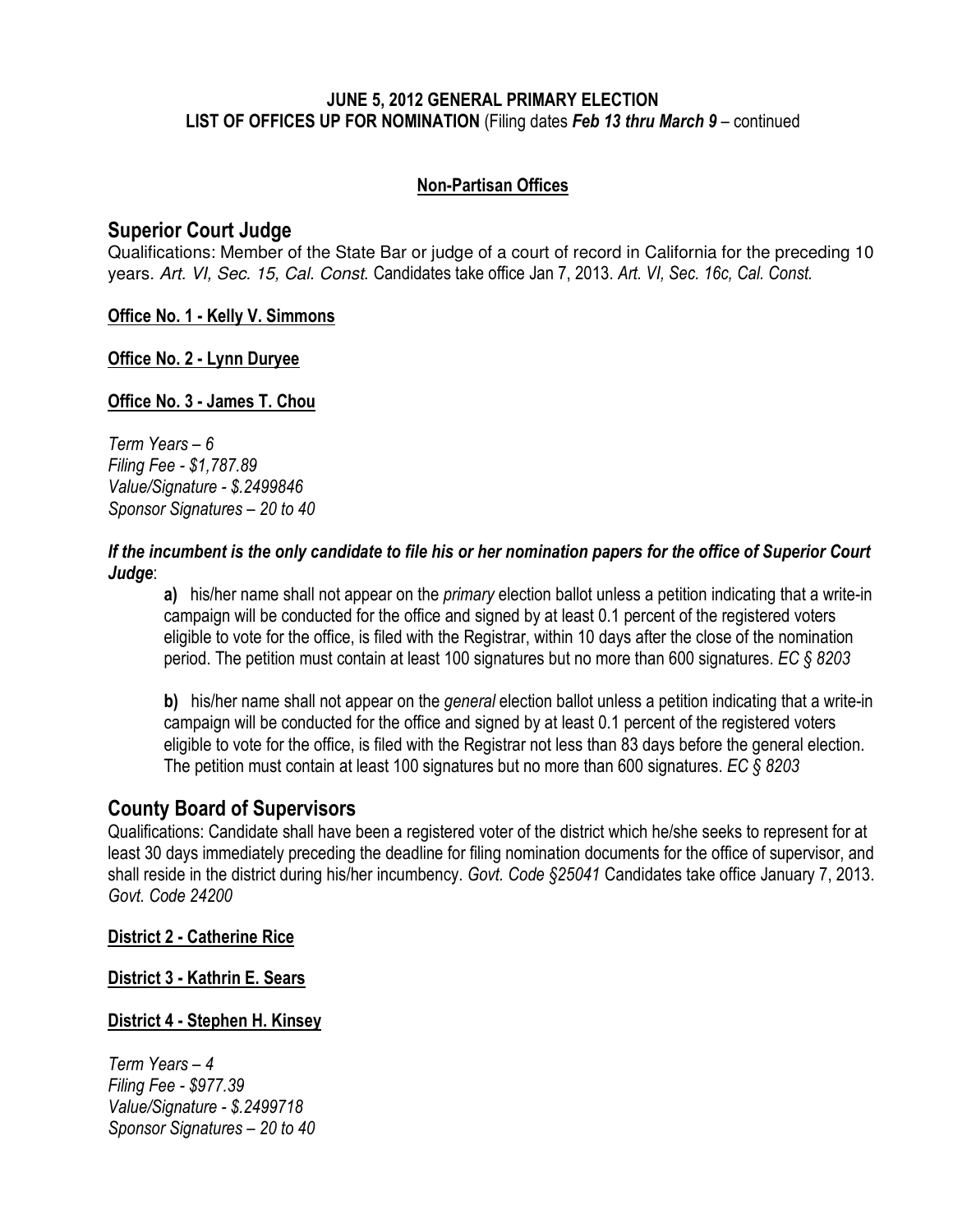**JUNE 5, 2012 GENERAL PRIMARY ELECTION**
**LIST OF OFFICES UP FOR NOMINATION** (Filing dates ***Feb 13 thru March 9*** – continued

**Non-Partisan Offices**

## Superior Court Judge

Qualifications: Member of the State Bar or judge of a court of record in California for the preceding 10 years. *Art. VI, Sec. 15, Cal. Const.* Candidates take office Jan 7, 2013. *Art. VI, Sec. 16c, Cal. Const.*

**Office No. 1 - Kelly V. Simmons**

**Office No. 2 - Lynn Duryee**

**Office No. 3 - James T. Chou**

*Term Years – 6*
*Filing Fee - $1,787.89*
*Value/Signature - $.2499846*
*Sponsor Signatures – 20 to 40*

***If the incumbent is the only candidate to file his or her nomination papers for the office of Superior Court Judge***:

> **a)** his/her name shall not appear on the *primary* election ballot unless a petition indicating that a write-in campaign will be conducted for the office and signed by at least 0.1 percent of the registered voters eligible to vote for the office, is filed with the Registrar, within 10 days after the close of the nomination period. The petition must contain at least 100 signatures but no more than 600 signatures. *EC § 8203*
>
> **b)** his/her name shall not appear on the *general* election ballot unless a petition indicating that a write-in campaign will be conducted for the office and signed by at least 0.1 percent of the registered voters eligible to vote for the office, is filed with the Registrar not less than 83 days before the general election. The petition must contain at least 100 signatures but no more than 600 signatures. *EC § 8203*

## County Board of Supervisors

Qualifications: Candidate shall have been a registered voter of the district which he/she seeks to represent for at least 30 days immediately preceding the deadline for filing nomination documents for the office of supervisor, and shall reside in the district during his/her incumbency. *Govt. Code §25041* Candidates take office January 7, 2013. *Govt. Code 24200*

**District 2 - Catherine Rice**

**District 3 - Kathrin E. Sears**

**District 4 - Stephen H. Kinsey**

*Term Years – 4*
*Filing Fee - $977.39*
*Value/Signature - $.2499718*
*Sponsor Signatures – 20 to 40*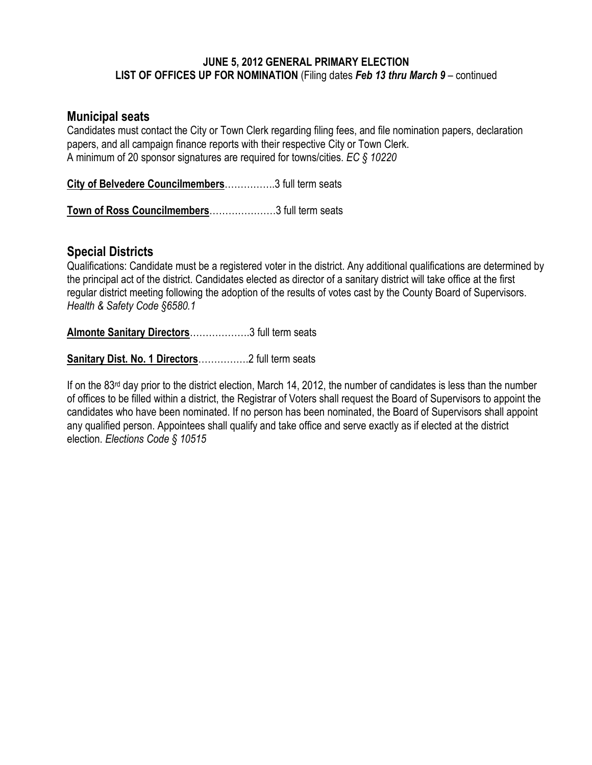**JUNE 5, 2012 GENERAL PRIMARY ELECTION**
**LIST OF OFFICES UP FOR NOMINATION** (Filing dates ***Feb 13 thru March 9*** – continued

## Municipal seats

Candidates must contact the City or Town Clerk regarding filing fees, and file nomination papers, declaration papers, and all campaign finance reports with their respective City or Town Clerk.
A minimum of 20 sponsor signatures are required for towns/cities. *EC § 10220*

**City of Belvedere Councilmembers**…………….3 full term seats

**Town of Ross Councilmembers**…………………3 full term seats

## Special Districts

Qualifications: Candidate must be a registered voter in the district. Any additional qualifications are determined by the principal act of the district. Candidates elected as director of a sanitary district will take office at the first regular district meeting following the adoption of the results of votes cast by the County Board of Supervisors. *Health & Safety Code §6580.1*

**Almonte Sanitary Directors**……………….3 full term seats

**Sanitary Dist. No. 1 Directors**…………….2 full term seats

If on the 83rd day prior to the district election, March 14, 2012, the number of candidates is less than the number of offices to be filled within a district, the Registrar of Voters shall request the Board of Supervisors to appoint the candidates who have been nominated. If no person has been nominated, the Board of Supervisors shall appoint any qualified person. Appointees shall qualify and take office and serve exactly as if elected at the district election. *Elections Code § 10515*